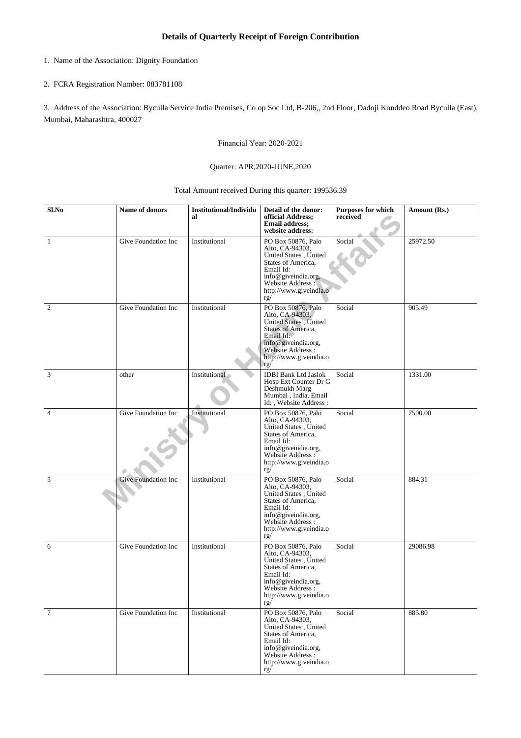**Details of Quarterly Receipt of Foreign Contribution**

1. Name of the Association: Dignity Foundation

2. FCRA Registration Number: 083781108

3. Address of the Association: Byculla Service India Premises, Co op Soc Ltd, B-206,, 2nd Floor, Dadoji Konddeo Road Byculla (East), Mumbai, Maharashtra, 400027

Financial Year: 2020-2021

Quarter: APR,2020-JUNE,2020

Total Amount received During this quarter: 199536.39

| Sl.No | Name of donors | Institutional/Individual | Detail of the donor: official Address; Email address; website address: | Purposes for which received | Amount (Rs.) |
|---|---|---|---|---|---|
| 1 | Give Foundation Inc | Institutional | PO Box 50876, Palo Alto, CA-94303, United States , United States of America, Email Id: info@giveindia.org, Website Address : http://www.giveindia.org/ | Social | 25972.50 |
| 2 | Give Foundation Inc | Institutional | PO Box 50876, Palo Alto, CA-94303, United States , United States of America, Email Id: info@giveindia.org, Website Address : http://www.giveindia.org/ | Social | 905.49 |
| 3 | other | Institutional | IDBI Bank Ltd Jaslok Hosp Ext Counter Dr G Deshmukh Marg Mumbai , India, Email Id: , Website Address : | Social | 1331.00 |
| 4 | Give Foundation Inc | Institutional | PO Box 50876, Palo Alto, CA-94303, United States , United States of America, Email Id: info@giveindia.org, Website Address : http://www.giveindia.org/ | Social | 7590.00 |
| 5 | Give Foundation Inc | Institutional | PO Box 50876, Palo Alto, CA-94303, United States , United States of America, Email Id: info@giveindia.org, Website Address : http://www.giveindia.org/ | Social | 884.31 |
| 6 | Give Foundation Inc | Institutional | PO Box 50876, Palo Alto, CA-94303, United States , United States of America, Email Id: info@giveindia.org, Website Address : http://www.giveindia.org/ | Social | 29086.98 |
| 7 | Give Foundation Inc | Institutional | PO Box 50876, Palo Alto, CA-94303, United States , United States of America, Email Id: info@giveindia.org, Website Address : http://www.giveindia.org/ | Social | 885.80 |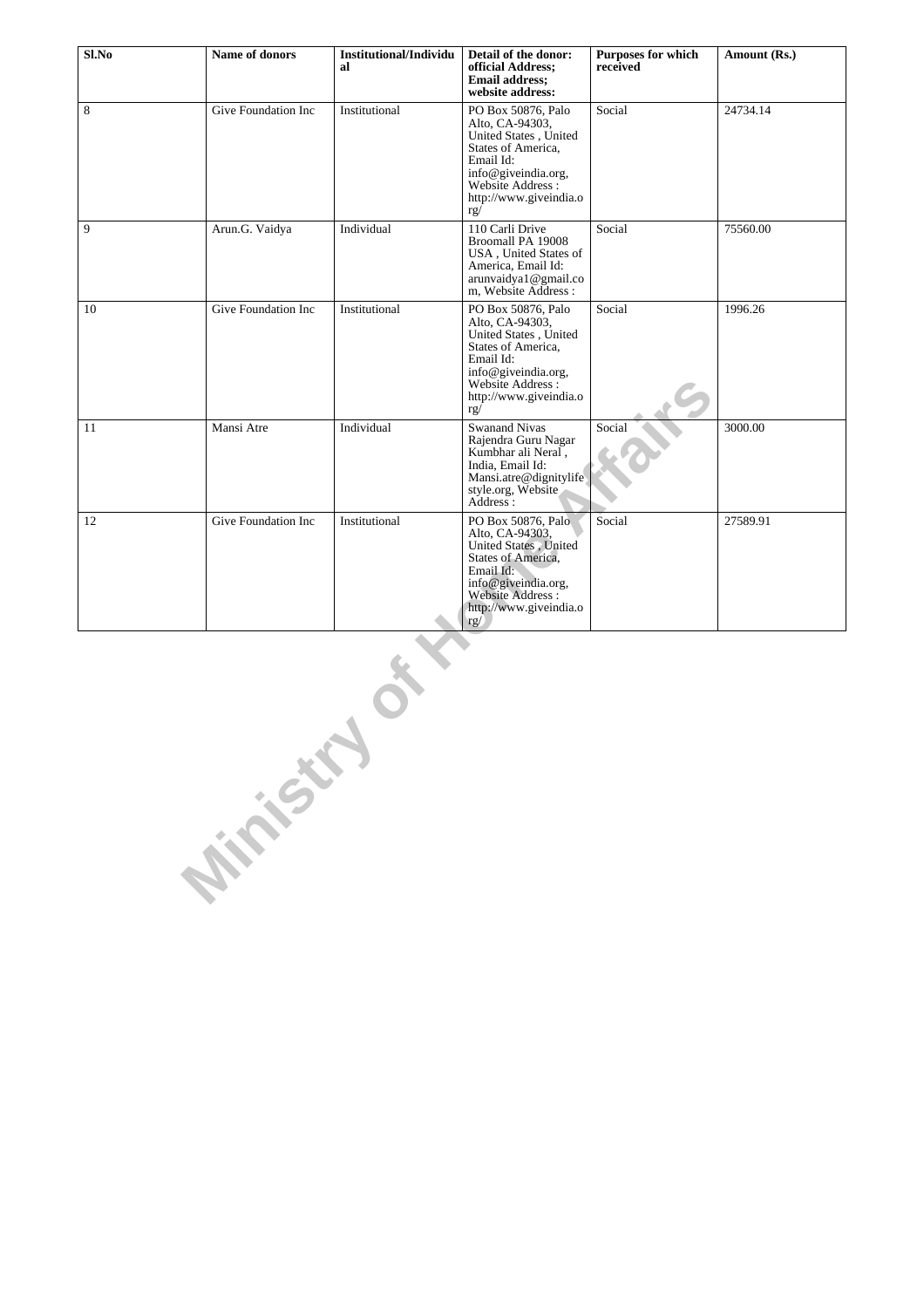| Sl.No | Name of donors | Institutional/Individual | Detail of the donor: official Address; Email address; website address: | Purposes for which received | Amount (Rs.) |
|---|---|---|---|---|---|
| 8 | Give Foundation Inc | Institutional | PO Box 50876, Palo Alto, CA-94303, United States , United States of America, Email Id: info@giveindia.org, Website Address : http://www.giveindia.org/ | Social | 24734.14 |
| 9 | Arun.G. Vaidya | Individual | 110 Carli Drive Broomall PA 19008 USA , United States of America, Email Id: arunvaidya1@gmail.com, Website Address : | Social | 75560.00 |
| 10 | Give Foundation Inc | Institutional | PO Box 50876, Palo Alto, CA-94303, United States , United States of America, Email Id: info@giveindia.org, Website Address : http://www.giveindia.org/ | Social | 1996.26 |
| 11 | Mansi Atre | Individual | Swanand Nivas Rajendra Guru Nagar Kumbhar ali Neral , India, Email Id: Mansi.atre@dignitylifestyle.org, Website Address : | Social | 3000.00 |
| 12 | Give Foundation Inc | Institutional | PO Box 50876, Palo Alto, CA-94303, United States , United States of America, Email Id: info@giveindia.org, Website Address : http://www.giveindia.org/ | Social | 27589.91 |